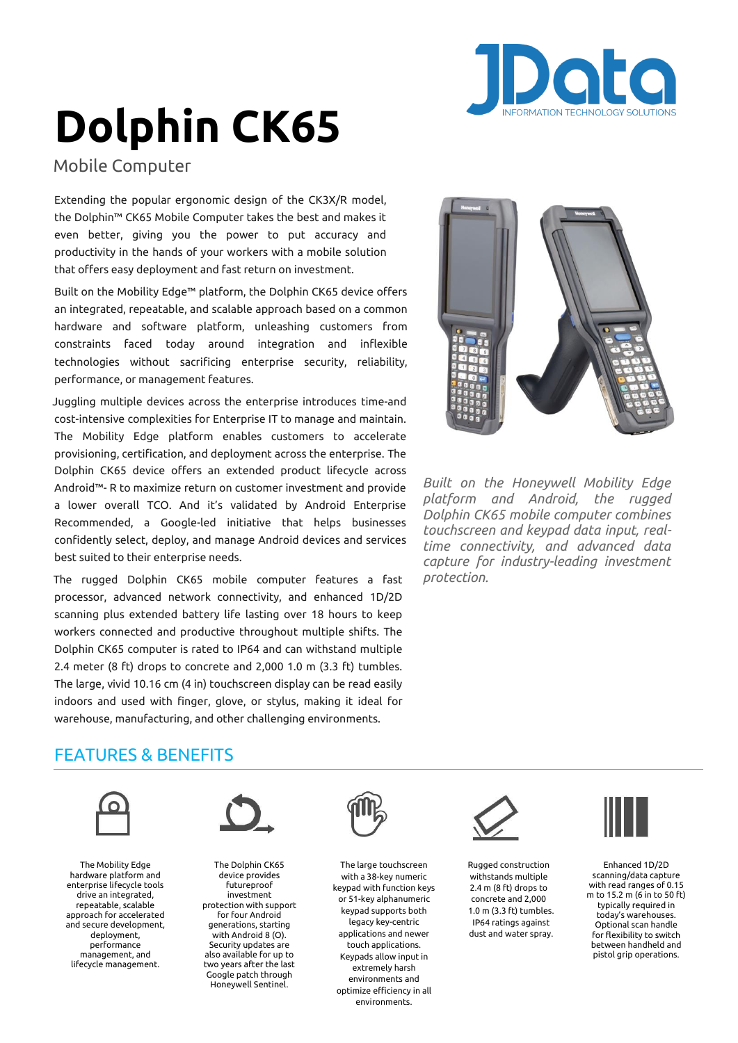# Dolphin CK65

Mobile Computer

Extending the popular ergonomic design of the CK3X/R model, the Dolphin™ CK65 Mobile Computer takes the best and makes it even better, giving you the power to put accuracy and productivity in the hands of your workers with a mobile solution that offers easy deployment and fast return on investment.

Built on the Mobility Edge™ platform, the Dolphin CK65 device offers an integrated, repeatable, and scalable approach based on a common hardware and software platform, unleashing customers from constraints faced today around integration and inflexible technologies without sacrificing enterprise security, reliability, performance, or management features.

Juggling multiple devices across the enterprise introduces time-and cost-intensive complexities for Enterprise IT to manage and maintain. The Mobility Edge platform enables customers to accelerate provisioning, certification, and deployment across the enterprise. The Dolphin CK65 device offers an extended product lifecycle across Android™- R to maximize return on customer investment and provide a lower overall TCO. And it's validated by Android Enterprise Recommended, a Google-led initiative that helps businesses confidently select, deploy, and manage Android devices and services best suited to their enterprise needs.

The rugged Dolphin CK65 mobile computer features a fast processor, advanced network connectivity, and enhanced 1D/2D scanning plus extended battery life lasting over 18 hours to keep workers connected and productive throughout multiple shifts. The Dolphin CK65 computer is rated to IP64 and can withstand multiple 2.4 meter (8 ft) drops to concrete and 2,000 1.0 m (3.3 ft) tumbles. The large, vivid 10.16 cm (4 in) touchscreen display can be read easily indoors and used with finger, glove, or stylus, making it ideal for warehouse, manufacturing, and other challenging environments.

*Built on the Honeywell Mobility Edge platform and Android, the rugged Dolphin CK65 mobile computer combines touchscreen and keypad data input, real-time connectivity, and advanced data capture for industry-leading investment protection.*

## FEATURES & BENEFITS

The Mobility Edge hardware platform and enterprise lifecycle tools drive an integrated, repeatable, scalable approach for accelerated and secure development, deployment, performance management, and lifecycle management.

The Dolphin CK65 device provides futureproof investment protection with support for four Android generations, starting with Android 8 (O). Security updates are also available for up to two years after the last Google patch through Honeywell Sentinel.

The large touchscreen with a 38-key numeric keypad with function keys or 51-key alphanumeric keypad supports both legacy key-centric applications and newer touch applications. Keypads allow input in extremely harsh environments and optimize efficiency in all environments.

Rugged construction withstands multiple 2.4 m (8 ft) drops to concrete and 2,000 1.0 m (3.3 ft) tumbles. IP64 ratings against dust and water spray.

Enhanced 1D/2D scanning/data capture with read ranges of 0.15 m to 15.2 m (6 in to 50 ft) typically required in today's warehouses. Optional scan handle for flexibility to switch between handheld and pistol grip operations.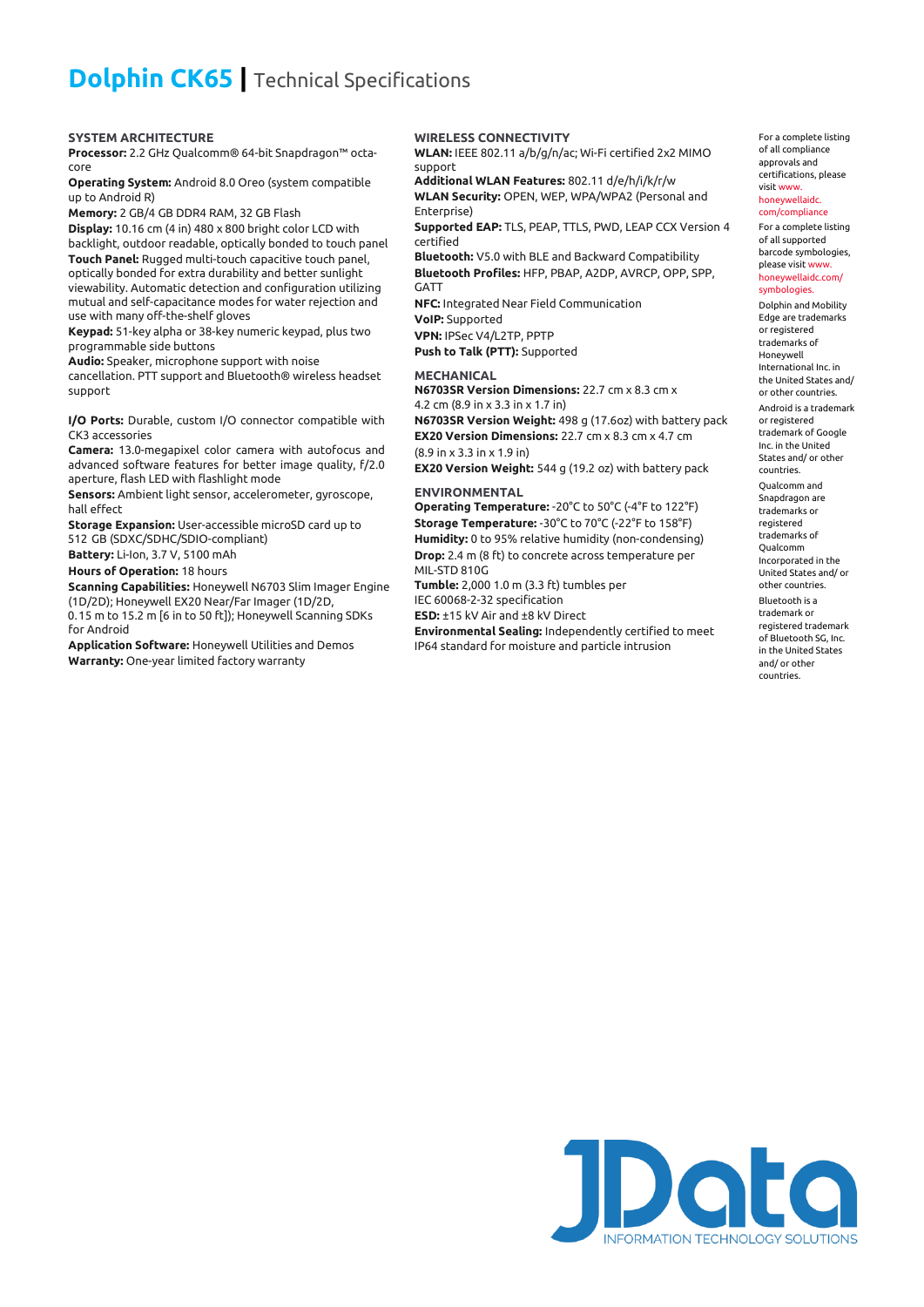# **Dolphin CK65** | Technical Specifications

## SYSTEM ARCHITECTURE

**Processor:** 2.2 GHz Qualcomm® 64-bit Snapdragon™ octa-core

**Operating System:** Android 8.0 Oreo (system compatible up to Android R)

**Memory:** 2 GB/4 GB DDR4 RAM, 32 GB Flash

**Display:** 10.16 cm (4 in) 480 x 800 bright color LCD with backlight, outdoor readable, optically bonded to touch panel

**Touch Panel:** Rugged multi-touch capacitive touch panel, optically bonded for extra durability and better sunlight viewability. Automatic detection and configuration utilizing mutual and self-capacitance modes for water rejection and use with many off-the-shelf gloves

**Keypad:** 51-key alpha or 38-key numeric keypad, plus two programmable side buttons

**Audio:** Speaker, microphone support with noise cancellation. PTT support and Bluetooth® wireless headset support

**I/O Ports:** Durable, custom I/O connector compatible with CK3 accessories

**Camera:** 13.0-megapixel color camera with autofocus and advanced software features for better image quality, f/2.0 aperture, flash LED with flashlight mode

**Sensors:** Ambient light sensor, accelerometer, gyroscope, hall effect

**Storage Expansion:** User-accessible microSD card up to 512 GB (SDXC/SDHC/SDIO-compliant)

**Battery:** Li-Ion, 3.7 V, 5100 mAh

**Hours of Operation:** 18 hours

**Scanning Capabilities:** Honeywell N6703 Slim Imager Engine (1D/2D); Honeywell EX20 Near/Far Imager (1D/2D, 0.15 m to 15.2 m [6 in to 50 ft]); Honeywell Scanning SDKs for Android

**Application Software:** Honeywell Utilities and Demos

**Warranty:** One-year limited factory warranty

## WIRELESS CONNECTIVITY

**WLAN:** IEEE 802.11 a/b/g/n/ac; Wi-Fi certified 2x2 MIMO support

**Additional WLAN Features:** 802.11 d/e/h/i/k/r/w

**WLAN Security:** OPEN, WEP, WPA/WPA2 (Personal and Enterprise)

**Supported EAP:** TLS, PEAP, TTLS, PWD, LEAP CCX Version 4 certified

**Bluetooth:** V5.0 with BLE and Backward Compatibility

**Bluetooth Profiles:** HFP, PBAP, A2DP, AVRCP, OPP, SPP, GATT

**NFC:** Integrated Near Field Communication

**VoIP:** Supported

**VPN:** IPSec V4/L2TP, PPTP

**Push to Talk (PTT):** Supported

## MECHANICAL

**N6703SR Version Dimensions:** 22.7 cm x 8.3 cm x 4.2 cm (8.9 in x 3.3 in x 1.7 in)

**N6703SR Version Weight:** 498 g (17.6oz) with battery pack

**EX20 Version Dimensions:** 22.7 cm x 8.3 cm x 4.7 cm (8.9 in x 3.3 in x 1.9 in)

**EX20 Version Weight:** 544 g (19.2 oz) with battery pack

## ENVIRONMENTAL

**Operating Temperature:** -20°C to 50°C (-4°F to 122°F)

**Storage Temperature:** -30°C to 70°C (-22°F to 158°F)

**Humidity:** 0 to 95% relative humidity (non-condensing)

**Drop:** 2.4 m (8 ft) to concrete across temperature per MIL-STD 810G

**Tumble:** 2,000 1.0 m (3.3 ft) tumbles per IEC 60068-2-32 specification

**ESD:** ±15 kV Air and ±8 kV Direct

**Environmental Sealing:** Independently certified to meet IP64 standard for moisture and particle intrusion

For a complete listing of all compliance approvals and certifications, please visit www.honeywellaidc.com/compliance

For a complete listing of all supported barcode symbologies, please visit www.honeywellaidc.com/symbologies.

Dolphin and Mobility Edge are trademarks or registered trademarks of Honeywell International Inc. in the United States and/or other countries.

Android is a trademark or registered trademark of Google Inc. in the United States and/or other countries.

Qualcomm and Snapdragon are trademarks or registered trademarks of Qualcomm Incorporated in the United States and/or other countries.

Bluetooth is a trademark or registered trademark of Bluetooth SG, Inc. in the United States and/or other countries.

JData INFORMATION TECHNOLOGY SOLUTIONS